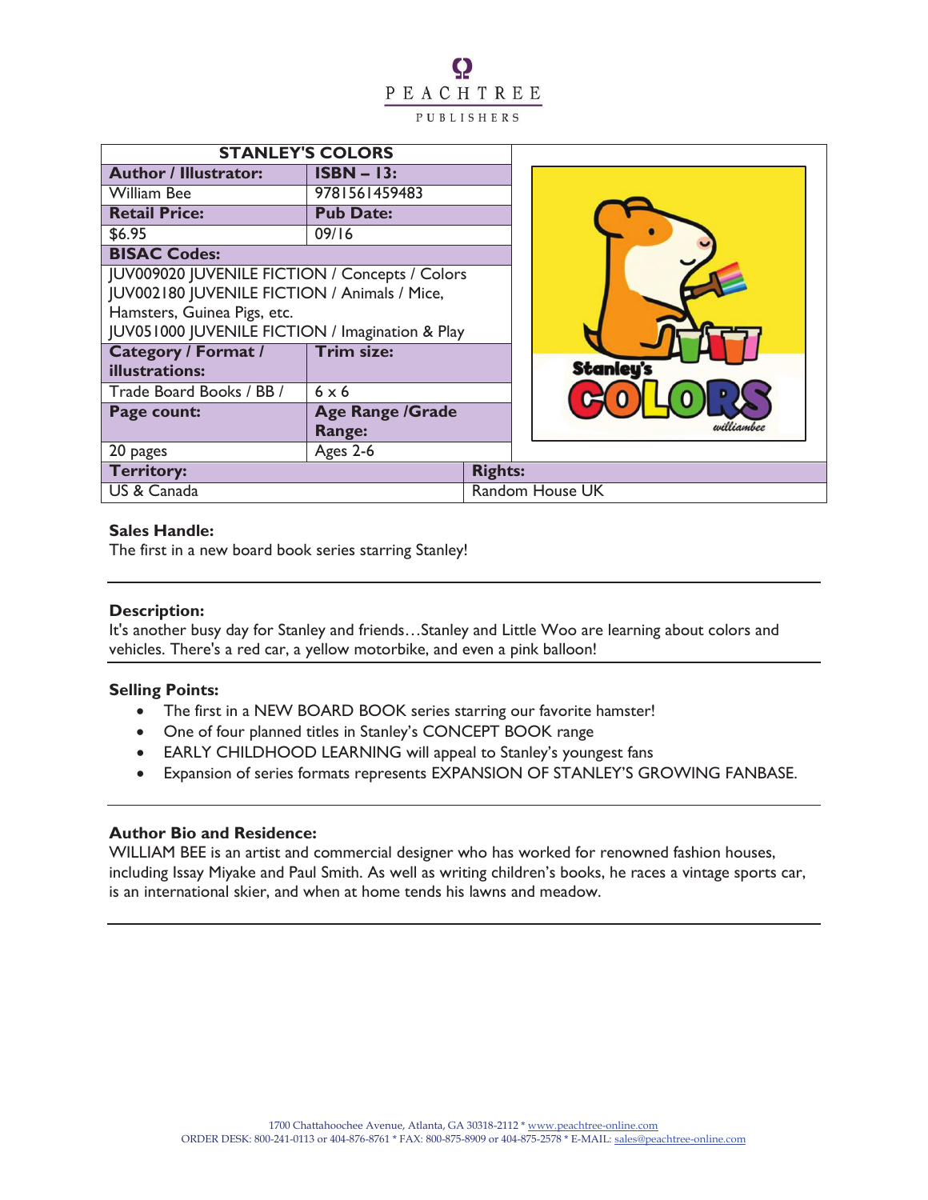PEACHTREE

PUBLISHERS

| STANLEY'S COLORS | |
|---|---|
| **Author / Illustrator:** | **ISBN – 13:** |
| William Bee | 9781561459483 |
| **Retail Price:** | **Pub Date:** |
| $6.95 | 09/16 |
| **BISAC Codes:** | |
| JUV009020 JUVENILE FICTION / Concepts / Colors<br>JUV002180 JUVENILE FICTION / Animals / Mice, Hamsters, Guinea Pigs, etc.<br>JUV051000 JUVENILE FICTION / Imagination & Play | |
| **Category / Format / illustrations:** | **Trim size:** |
| Trade Board Books / BB / | 6 x 6 |
| **Page count:** | **Age Range /Grade Range:** |
| 20 pages | Ages 2-6 |
| **Territory:** | **Rights:** |
| US & Canada | Random House UK |

**Sales Handle:**
The first in a new board book series starring Stanley!

**Description:**
It's another busy day for Stanley and friends…Stanley and Little Woo are learning about colors and vehicles. There's a red car, a yellow motorbike, and even a pink balloon!

**Selling Points:**

- The first in a NEW BOARD BOOK series starring our favorite hamster!
- One of four planned titles in Stanley's CONCEPT BOOK range
- EARLY CHILDHOOD LEARNING will appeal to Stanley's youngest fans
- Expansion of series formats represents EXPANSION OF STANLEY'S GROWING FANBASE.

**Author Bio and Residence:**
WILLIAM BEE is an artist and commercial designer who has worked for renowned fashion houses, including Issay Miyake and Paul Smith. As well as writing children's books, he races a vintage sports car, is an international skier, and when at home tends his lawns and meadow.

1700 Chattahoochee Avenue, Atlanta, GA 30318-2112 * www.peachtree-online.com
ORDER DESK: 800-241-0113 or 404-876-8761 * FAX: 800-875-8909 or 404-875-2578 * E-MAIL: sales@peachtree-online.com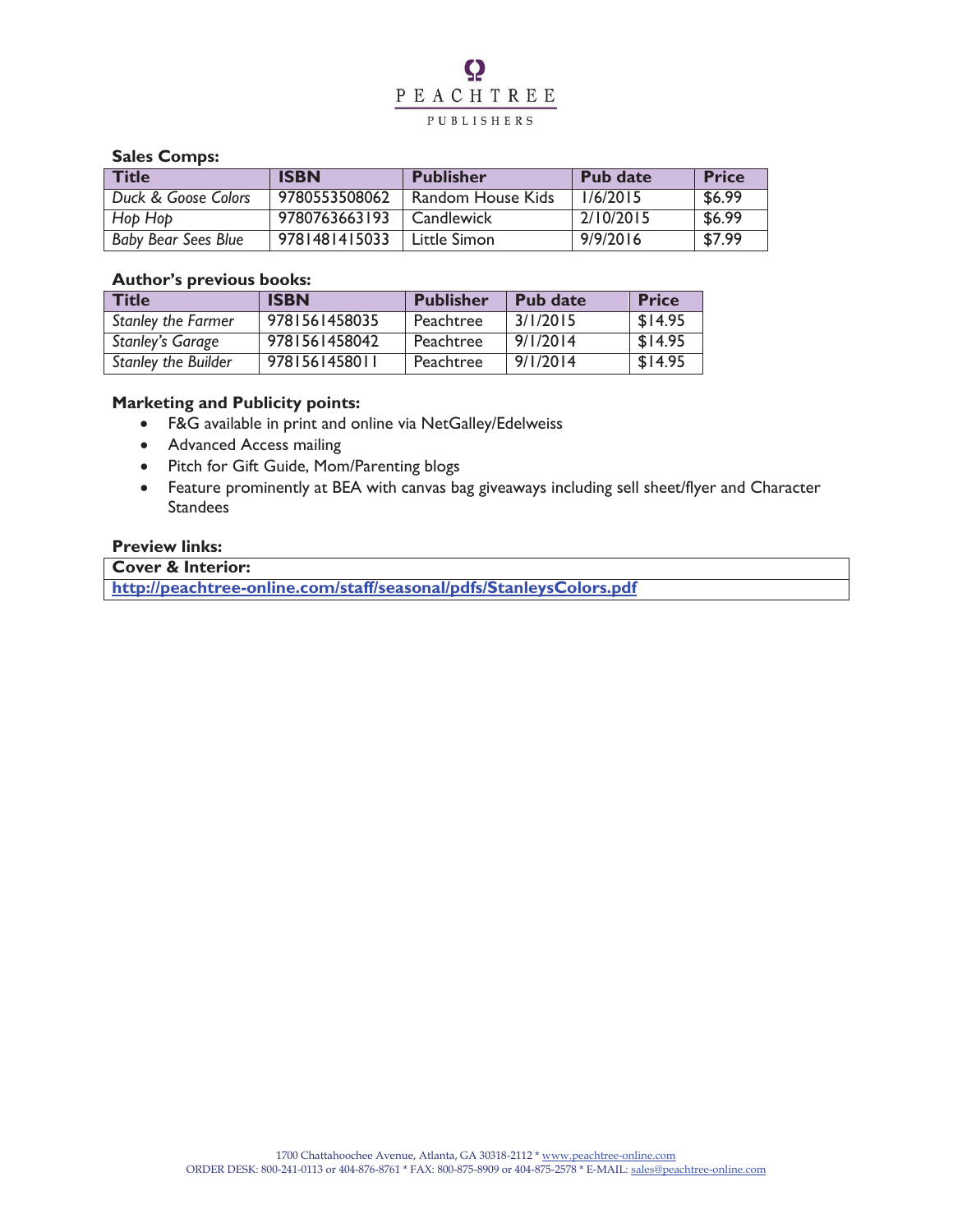# PEACHTREE PUBLISHERS

**Sales Comps:**

| Title | ISBN | Publisher | Pub date | Price |
|---|---|---|---|---|
| *Duck & Goose Colors* | 9780553508062 | Random House Kids | 1/6/2015 | $6.99 |
| *Hop Hop* | 9780763663193 | Candlewick | 2/10/2015 | $6.99 |
| *Baby Bear Sees Blue* | 9781481415033 | Little Simon | 9/9/2016 | $7.99 |

**Author's previous books:**

| Title | ISBN | Publisher | Pub date | Price |
|---|---|---|---|---|
| *Stanley the Farmer* | 9781561458035 | Peachtree | 3/1/2015 | $14.95 |
| *Stanley's Garage* | 9781561458042 | Peachtree | 9/1/2014 | $14.95 |
| *Stanley the Builder* | 9781561458011 | Peachtree | 9/1/2014 | $14.95 |

**Marketing and Publicity points:**

- F&G available in print and online via NetGalley/Edelweiss
- Advanced Access mailing
- Pitch for Gift Guide, Mom/Parenting blogs
- Feature prominently at BEA with canvas bag giveaways including sell sheet/flyer and Character Standees

**Preview links:**

| Cover & Interior: |
|---|
| **http://peachtree-online.com/staff/seasonal/pdfs/StanleysColors.pdf** |

1700 Chattahoochee Avenue, Atlanta, GA 30318-2112 * www.peachtree-online.com
ORDER DESK: 800-241-0113 or 404-876-8761 * FAX: 800-875-8909 or 404-875-2578 * E-MAIL: sales@peachtree-online.com